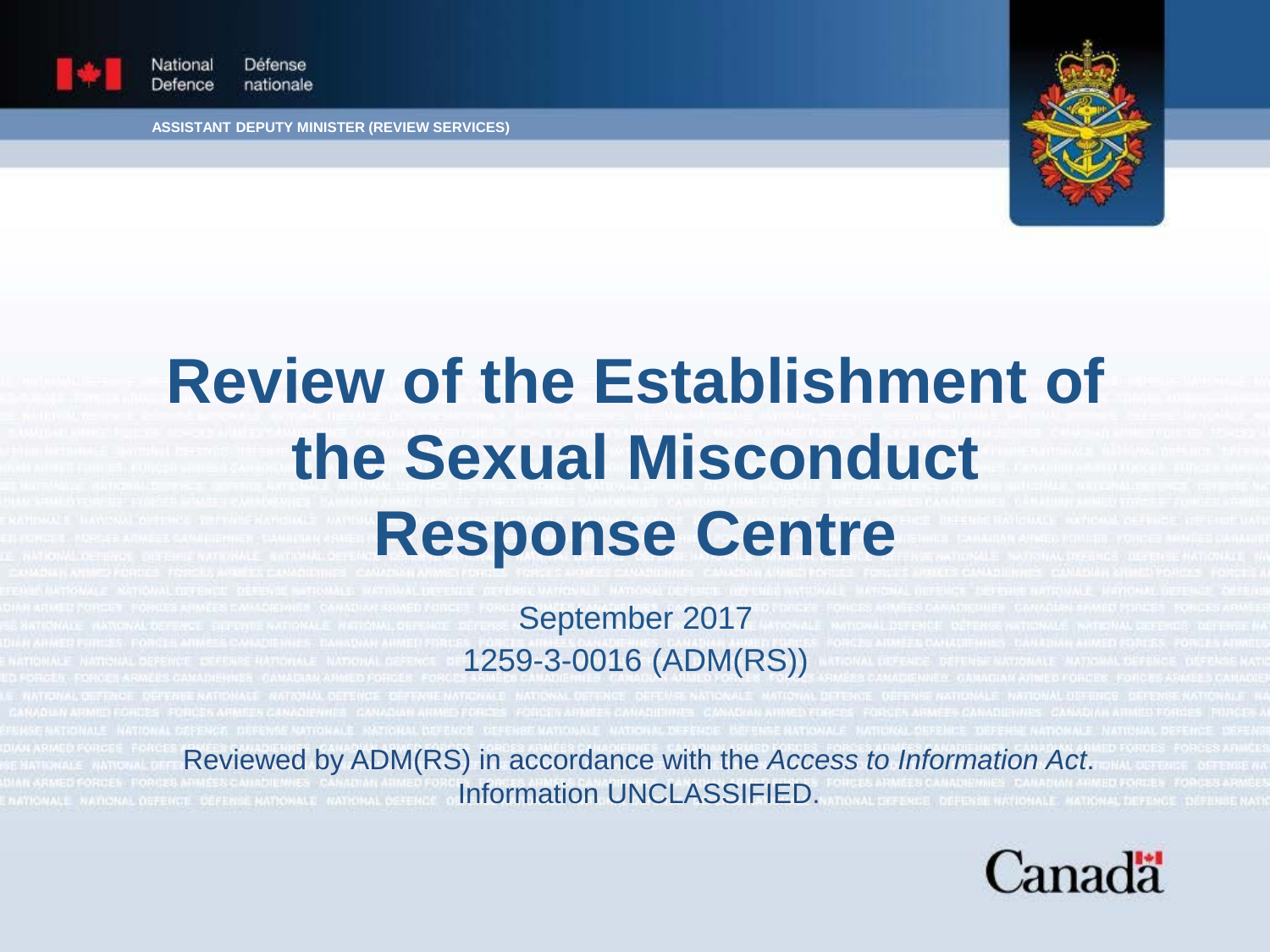National Defence | Défense nationale

**ASSISTANT DEPUTY MINISTER (REVIEW SERVICES)**

# Review of the Establishment of the Sexual Misconduct Response Centre

September 2017

1259-3-0016 (ADM(RS))

Reviewed by ADM(RS) in accordance with the *Access to Information Act*. Information UNCLASSIFIED.

Canada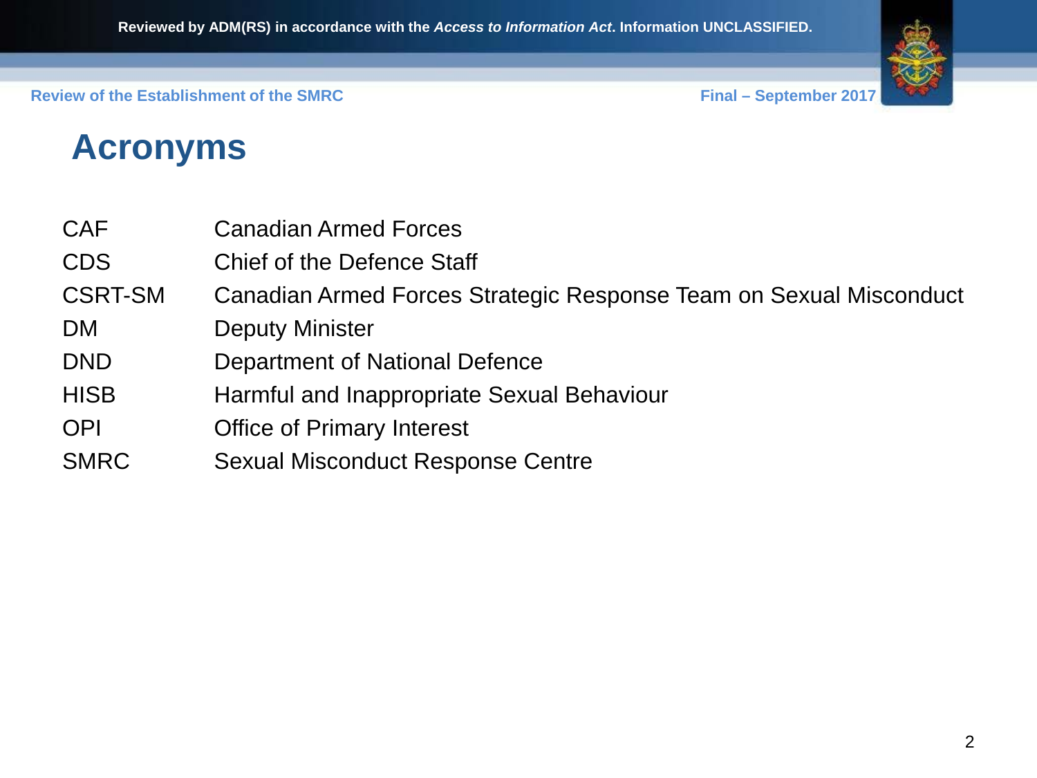# Acronyms

| | |
|---|---|
| CAF | Canadian Armed Forces |
| CDS | Chief of the Defence Staff |
| CSRT-SM | Canadian Armed Forces Strategic Response Team on Sexual Misconduct |
| DM | Deputy Minister |
| DND | Department of National Defence |
| HISB | Harmful and Inappropriate Sexual Behaviour |
| OPI | Office of Primary Interest |
| SMRC | Sexual Misconduct Response Centre |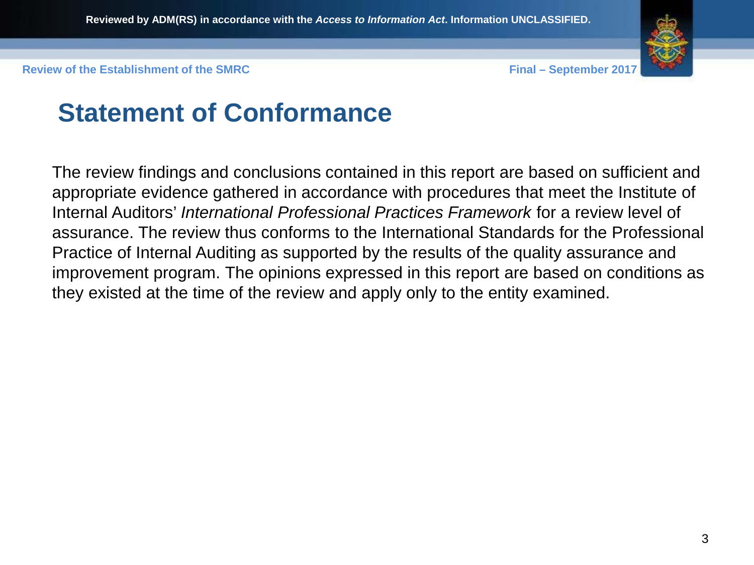# Statement of Conformance

The review findings and conclusions contained in this report are based on sufficient and appropriate evidence gathered in accordance with procedures that meet the Institute of Internal Auditors' *International Professional Practices Framework* for a review level of assurance. The review thus conforms to the International Standards for the Professional Practice of Internal Auditing as supported by the results of the quality assurance and improvement program. The opinions expressed in this report are based on conditions as they existed at the time of the review and apply only to the entity examined.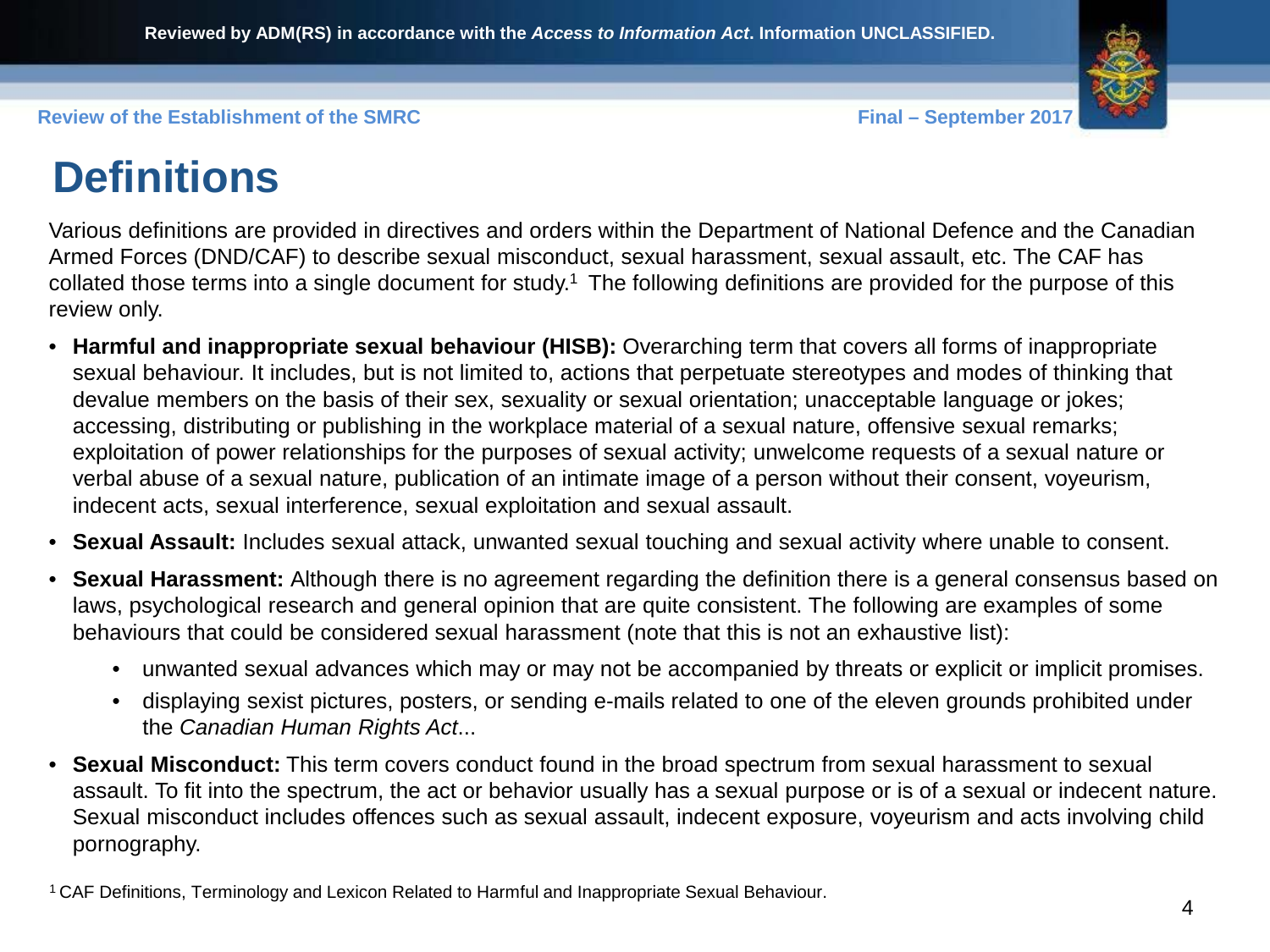# Definitions

Various definitions are provided in directives and orders within the Department of National Defence and the Canadian Armed Forces (DND/CAF) to describe sexual misconduct, sexual harassment, sexual assault, etc. The CAF has collated those terms into a single document for study.[1] The following definitions are provided for the purpose of this review only.

- **Harmful and inappropriate sexual behaviour (HISB):** Overarching term that covers all forms of inappropriate sexual behaviour. It includes, but is not limited to, actions that perpetuate stereotypes and modes of thinking that devalue members on the basis of their sex, sexuality or sexual orientation; unacceptable language or jokes; accessing, distributing or publishing in the workplace material of a sexual nature, offensive sexual remarks; exploitation of power relationships for the purposes of sexual activity; unwelcome requests of a sexual nature or verbal abuse of a sexual nature, publication of an intimate image of a person without their consent, voyeurism, indecent acts, sexual interference, sexual exploitation and sexual assault.
- **Sexual Assault:** Includes sexual attack, unwanted sexual touching and sexual activity where unable to consent.
- **Sexual Harassment:** Although there is no agreement regarding the definition there is a general consensus based on laws, psychological research and general opinion that are quite consistent. The following are examples of some behaviours that could be considered sexual harassment (note that this is not an exhaustive list):
  - unwanted sexual advances which may or may not be accompanied by threats or explicit or implicit promises.
  - displaying sexist pictures, posters, or sending e-mails related to one of the eleven grounds prohibited under the *Canadian Human Rights Act*...
- **Sexual Misconduct:** This term covers conduct found in the broad spectrum from sexual harassment to sexual assault. To fit into the spectrum, the act or behavior usually has a sexual purpose or is of a sexual or indecent nature. Sexual misconduct includes offences such as sexual assault, indecent exposure, voyeurism and acts involving child pornography.

[1] CAF Definitions, Terminology and Lexicon Related to Harmful and Inappropriate Sexual Behaviour.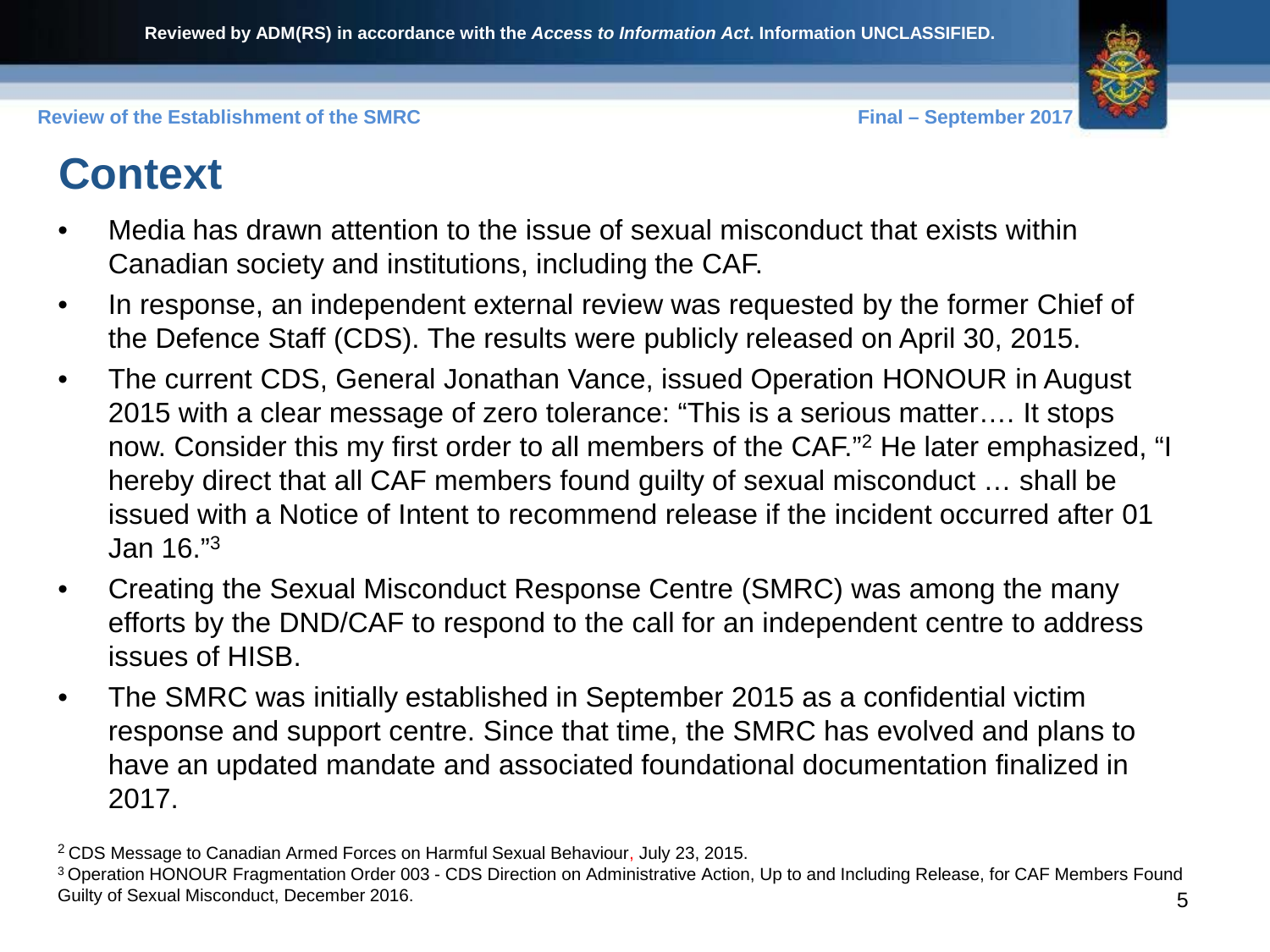# Context

- Media has drawn attention to the issue of sexual misconduct that exists within Canadian society and institutions, including the CAF.
- In response, an independent external review was requested by the former Chief of the Defence Staff (CDS). The results were publicly released on April 30, 2015.
- The current CDS, General Jonathan Vance, issued Operation HONOUR in August 2015 with a clear message of zero tolerance: "This is a serious matter…. It stops now. Consider this my first order to all members of the CAF."[2] He later emphasized, "I hereby direct that all CAF members found guilty of sexual misconduct … shall be issued with a Notice of Intent to recommend release if the incident occurred after 01 Jan 16."[3]
- Creating the Sexual Misconduct Response Centre (SMRC) was among the many efforts by the DND/CAF to respond to the call for an independent centre to address issues of HISB.
- The SMRC was initially established in September 2015 as a confidential victim response and support centre. Since that time, the SMRC has evolved and plans to have an updated mandate and associated foundational documentation finalized in 2017.

[2] CDS Message to Canadian Armed Forces on Harmful Sexual Behaviour, July 23, 2015.

[3] Operation HONOUR Fragmentation Order 003 - CDS Direction on Administrative Action, Up to and Including Release, for CAF Members Found Guilty of Sexual Misconduct, December 2016.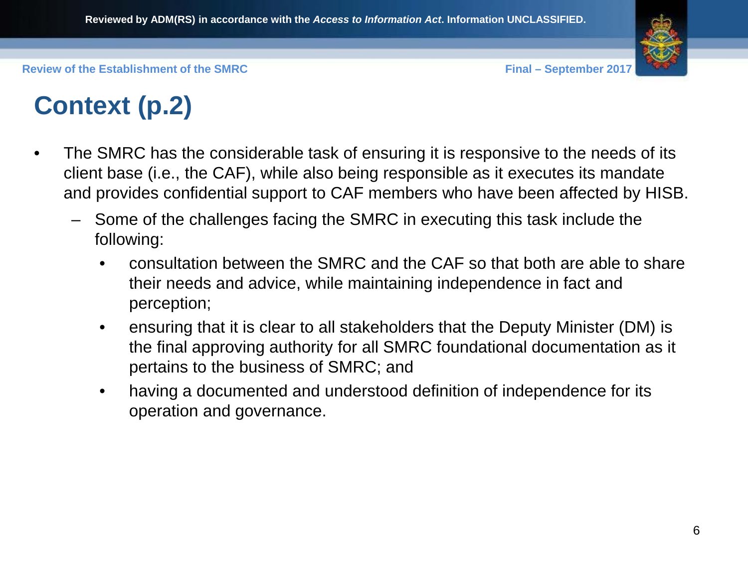# Context (p.2)

- The SMRC has the considerable task of ensuring it is responsive to the needs of its client base (i.e., the CAF), while also being responsible as it executes its mandate and provides confidential support to CAF members who have been affected by HISB.
  - Some of the challenges facing the SMRC in executing this task include the following:
    - consultation between the SMRC and the CAF so that both are able to share their needs and advice, while maintaining independence in fact and perception;
    - ensuring that it is clear to all stakeholders that the Deputy Minister (DM) is the final approving authority for all SMRC foundational documentation as it pertains to the business of SMRC; and
    - having a documented and understood definition of independence for its operation and governance.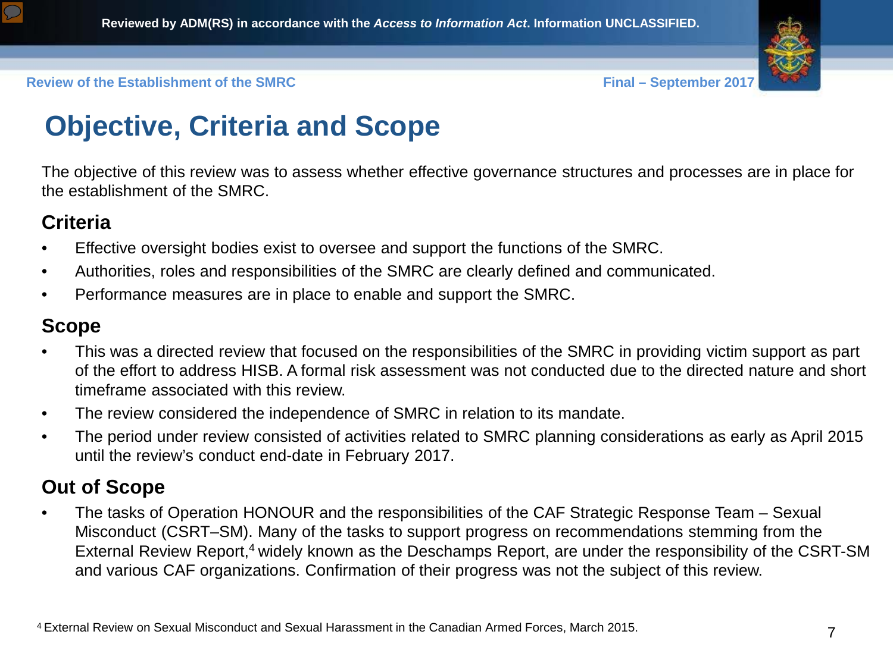# Objective, Criteria and Scope

The objective of this review was to assess whether effective governance structures and processes are in place for the establishment of the SMRC.

## Criteria

- Effective oversight bodies exist to oversee and support the functions of the SMRC.
- Authorities, roles and responsibilities of the SMRC are clearly defined and communicated.
- Performance measures are in place to enable and support the SMRC.

## Scope

- This was a directed review that focused on the responsibilities of the SMRC in providing victim support as part of the effort to address HISB. A formal risk assessment was not conducted due to the directed nature and short timeframe associated with this review.
- The review considered the independence of SMRC in relation to its mandate.
- The period under review consisted of activities related to SMRC planning considerations as early as April 2015 until the review's conduct end-date in February 2017.

## Out of Scope

- The tasks of Operation HONOUR and the responsibilities of the CAF Strategic Response Team – Sexual Misconduct (CSRT–SM). Many of the tasks to support progress on recommendations stemming from the External Review Report,[4] widely known as the Deschamps Report, are under the responsibility of the CSRT-SM and various CAF organizations. Confirmation of their progress was not the subject of this review.

[4] External Review on Sexual Misconduct and Sexual Harassment in the Canadian Armed Forces, March 2015.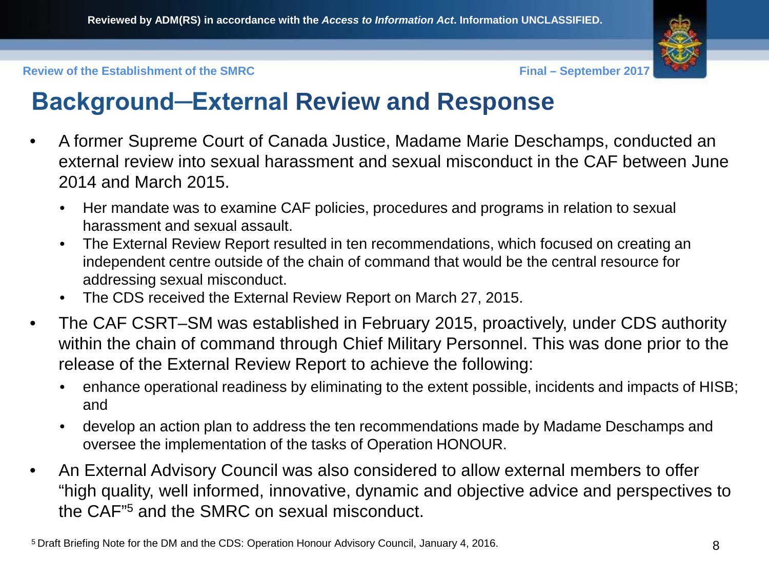# Background─External Review and Response

- A former Supreme Court of Canada Justice, Madame Marie Deschamps, conducted an external review into sexual harassment and sexual misconduct in the CAF between June 2014 and March 2015.
  - Her mandate was to examine CAF policies, procedures and programs in relation to sexual harassment and sexual assault.
  - The External Review Report resulted in ten recommendations, which focused on creating an independent centre outside of the chain of command that would be the central resource for addressing sexual misconduct.
  - The CDS received the External Review Report on March 27, 2015.
- The CAF CSRT–SM was established in February 2015, proactively, under CDS authority within the chain of command through Chief Military Personnel. This was done prior to the release of the External Review Report to achieve the following:
  - enhance operational readiness by eliminating to the extent possible, incidents and impacts of HISB; and
  - develop an action plan to address the ten recommendations made by Madame Deschamps and oversee the implementation of the tasks of Operation HONOUR.
- An External Advisory Council was also considered to allow external members to offer "high quality, well informed, innovative, dynamic and objective advice and perspectives to the CAF"[5] and the SMRC on sexual misconduct.

[5] Draft Briefing Note for the DM and the CDS: Operation Honour Advisory Council, January 4, 2016.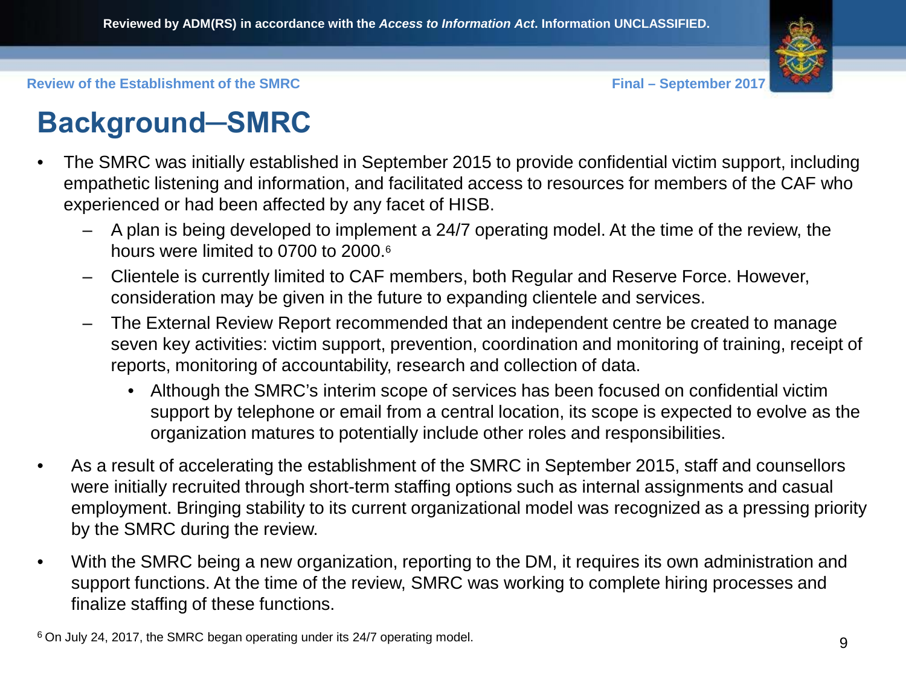# Background–SMRC

- The SMRC was initially established in September 2015 to provide confidential victim support, including empathetic listening and information, and facilitated access to resources for members of the CAF who experienced or had been affected by any facet of HISB.
  - A plan is being developed to implement a 24/7 operating model. At the time of the review, the hours were limited to 0700 to 2000.[6]
  - Clientele is currently limited to CAF members, both Regular and Reserve Force. However, consideration may be given in the future to expanding clientele and services.
  - The External Review Report recommended that an independent centre be created to manage seven key activities: victim support, prevention, coordination and monitoring of training, receipt of reports, monitoring of accountability, research and collection of data.
    - Although the SMRC's interim scope of services has been focused on confidential victim support by telephone or email from a central location, its scope is expected to evolve as the organization matures to potentially include other roles and responsibilities.
- As a result of accelerating the establishment of the SMRC in September 2015, staff and counsellors were initially recruited through short-term staffing options such as internal assignments and casual employment. Bringing stability to its current organizational model was recognized as a pressing priority by the SMRC during the review.
- With the SMRC being a new organization, reporting to the DM, it requires its own administration and support functions. At the time of the review, SMRC was working to complete hiring processes and finalize staffing of these functions.

[6] On July 24, 2017, the SMRC began operating under its 24/7 operating model.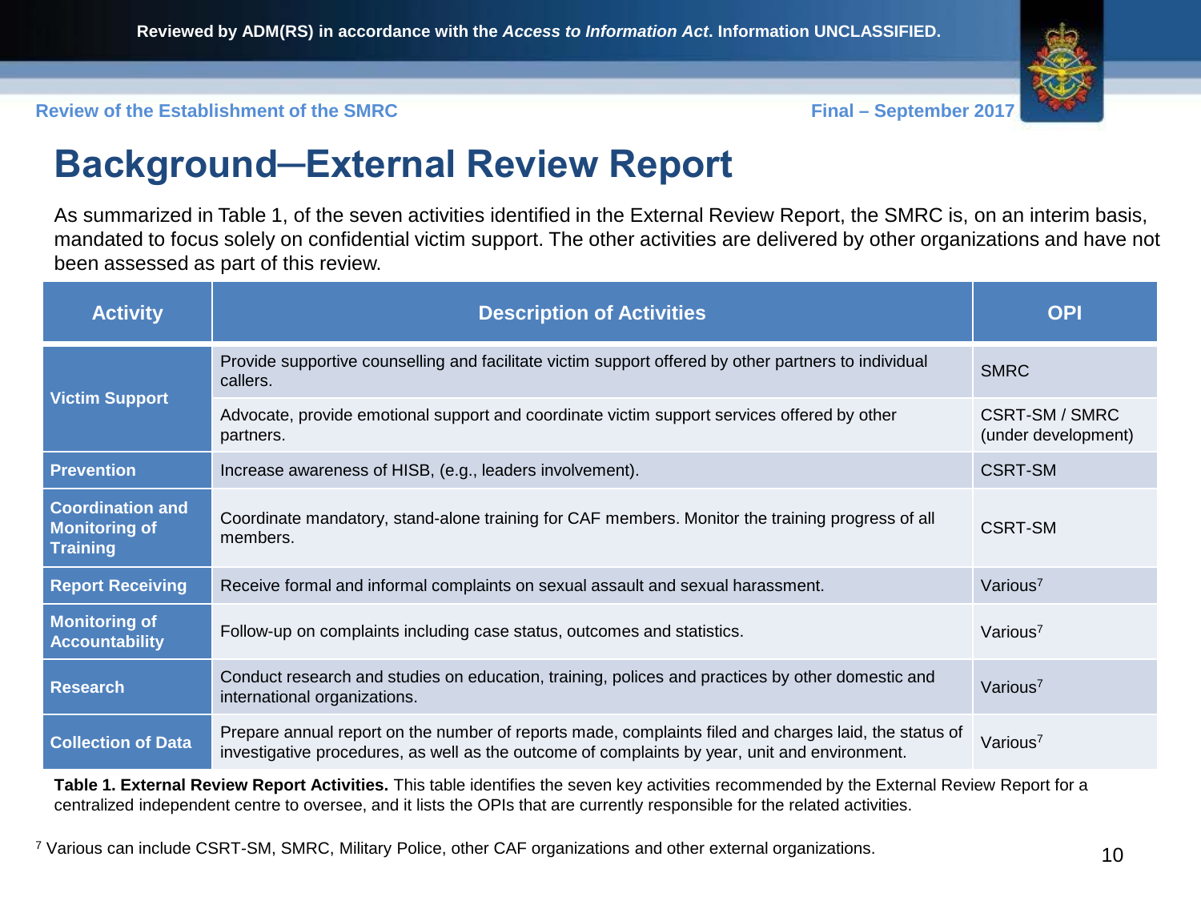# Background─External Review Report

As summarized in Table 1, of the seven activities identified in the External Review Report, the SMRC is, on an interim basis, mandated to focus solely on confidential victim support. The other activities are delivered by other organizations and have not been assessed as part of this review.

| Activity | Description of Activities | OPI |
| --- | --- | --- |
| **Victim Support** | Provide supportive counselling and facilitate victim support offered by other partners to individual callers. | SMRC |
| | Advocate, provide emotional support and coordinate victim support services offered by other partners. | CSRT-SM / SMRC (under development) |
| **Prevention** | Increase awareness of HISB, (e.g., leaders involvement). | CSRT-SM |
| **Coordination and Monitoring of Training** | Coordinate mandatory, stand-alone training for CAF members. Monitor the training progress of all members. | CSRT-SM |
| **Report Receiving** | Receive formal and informal complaints on sexual assault and sexual harassment. | Various[7] |
| **Monitoring of Accountability** | Follow-up on complaints including case status, outcomes and statistics. | Various[7] |
| **Research** | Conduct research and studies on education, training, polices and practices by other domestic and international organizations. | Various[7] |
| **Collection of Data** | Prepare annual report on the number of reports made, complaints filed and charges laid, the status of investigative procedures, as well as the outcome of complaints by year, unit and environment. | Various[7] |

**Table 1. External Review Report Activities.** This table identifies the seven key activities recommended by the External Review Report for a centralized independent centre to oversee, and it lists the OPIs that are currently responsible for the related activities.

[7] Various can include CSRT-SM, SMRC, Military Police, other CAF organizations and other external organizations.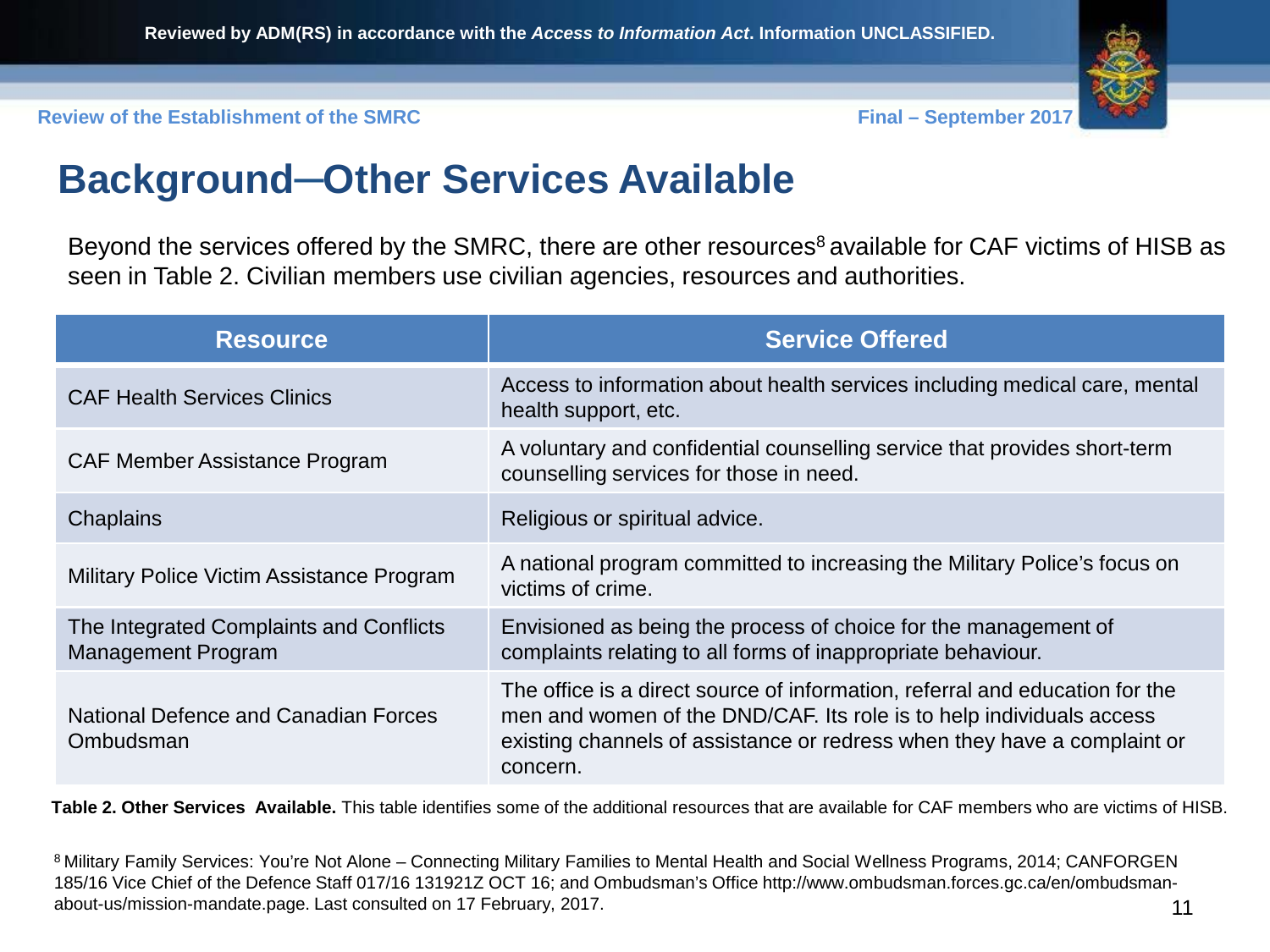# Background—Other Services Available

Beyond the services offered by the SMRC, there are other resources[8] available for CAF victims of HISB as seen in Table 2. Civilian members use civilian agencies, resources and authorities.

| Resource | Service Offered |
|---|---|
| CAF Health Services Clinics | Access to information about health services including medical care, mental health support, etc. |
| CAF Member Assistance Program | A voluntary and confidential counselling service that provides short-term counselling services for those in need. |
| Chaplains | Religious or spiritual advice. |
| Military Police Victim Assistance Program | A national program committed to increasing the Military Police's focus on victims of crime. |
| The Integrated Complaints and Conflicts Management Program | Envisioned as being the process of choice for the management of complaints relating to all forms of inappropriate behaviour. |
| National Defence and Canadian Forces Ombudsman | The office is a direct source of information, referral and education for the men and women of the DND/CAF. Its role is to help individuals access existing channels of assistance or redress when they have a complaint or concern. |

**Table 2. Other Services Available.** This table identifies some of the additional resources that are available for CAF members who are victims of HISB.

[8] Military Family Services: You're Not Alone – Connecting Military Families to Mental Health and Social Wellness Programs, 2014; CANFORGEN 185/16 Vice Chief of the Defence Staff 017/16 131921Z OCT 16; and Ombudsman's Office http://www.ombudsman.forces.gc.ca/en/ombudsman-about-us/mission-mandate.page. Last consulted on 17 February, 2017.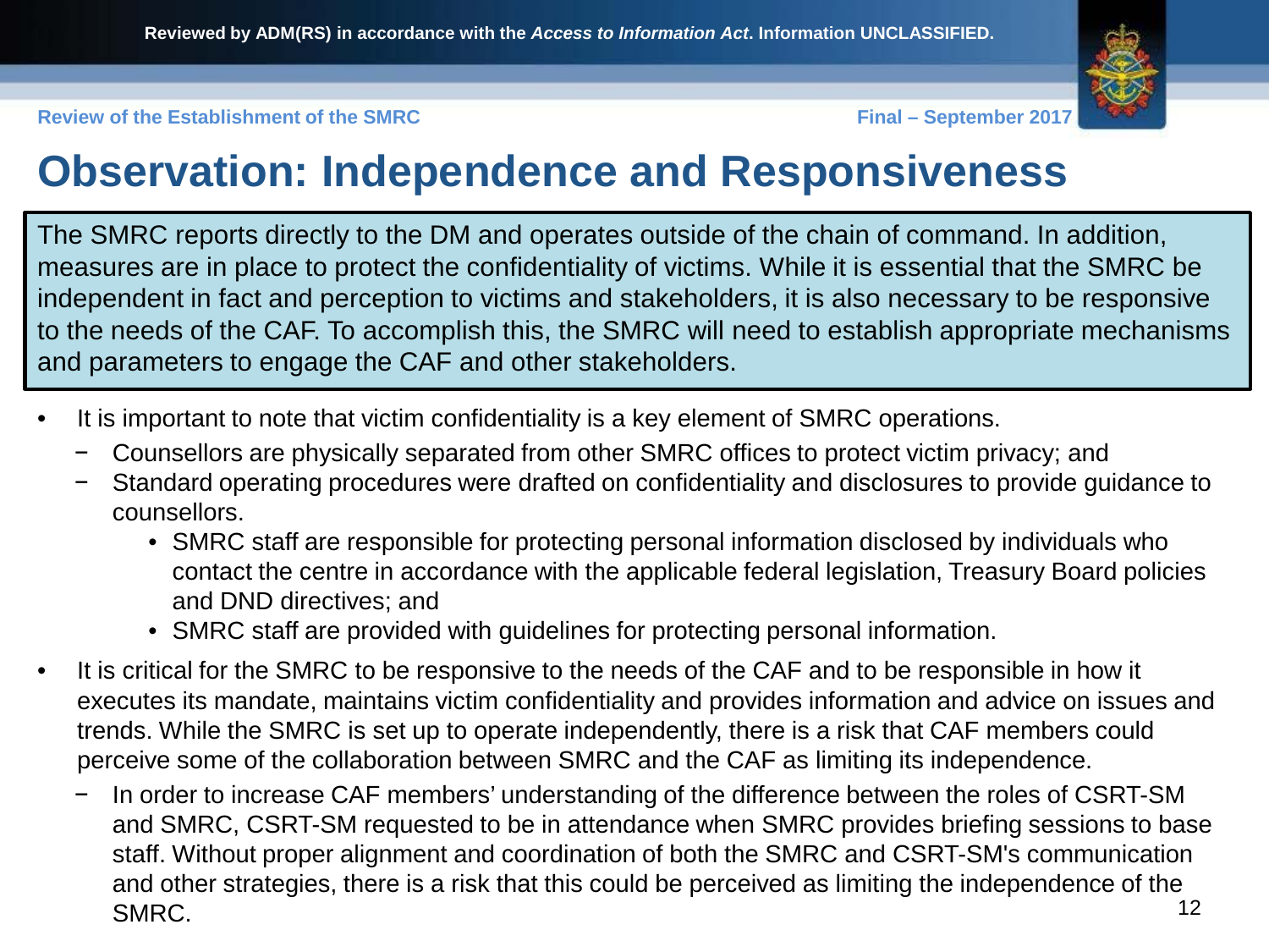# Observation: Independence and Responsiveness

The SMRC reports directly to the DM and operates outside of the chain of command. In addition, measures are in place to protect the confidentiality of victims. While it is essential that the SMRC be independent in fact and perception to victims and stakeholders, it is also necessary to be responsive to the needs of the CAF. To accomplish this, the SMRC will need to establish appropriate mechanisms and parameters to engage the CAF and other stakeholders.

- It is important to note that victim confidentiality is a key element of SMRC operations.
  - Counsellors are physically separated from other SMRC offices to protect victim privacy; and
  - Standard operating procedures were drafted on confidentiality and disclosures to provide guidance to counsellors.
    - SMRC staff are responsible for protecting personal information disclosed by individuals who contact the centre in accordance with the applicable federal legislation, Treasury Board policies and DND directives; and
    - SMRC staff are provided with guidelines for protecting personal information.
- It is critical for the SMRC to be responsive to the needs of the CAF and to be responsible in how it executes its mandate, maintains victim confidentiality and provides information and advice on issues and trends. While the SMRC is set up to operate independently, there is a risk that CAF members could perceive some of the collaboration between SMRC and the CAF as limiting its independence.
  - In order to increase CAF members' understanding of the difference between the roles of CSRT-SM and SMRC, CSRT-SM requested to be in attendance when SMRC provides briefing sessions to base staff. Without proper alignment and coordination of both the SMRC and CSRT-SM's communication and other strategies, there is a risk that this could be perceived as limiting the independence of the SMRC.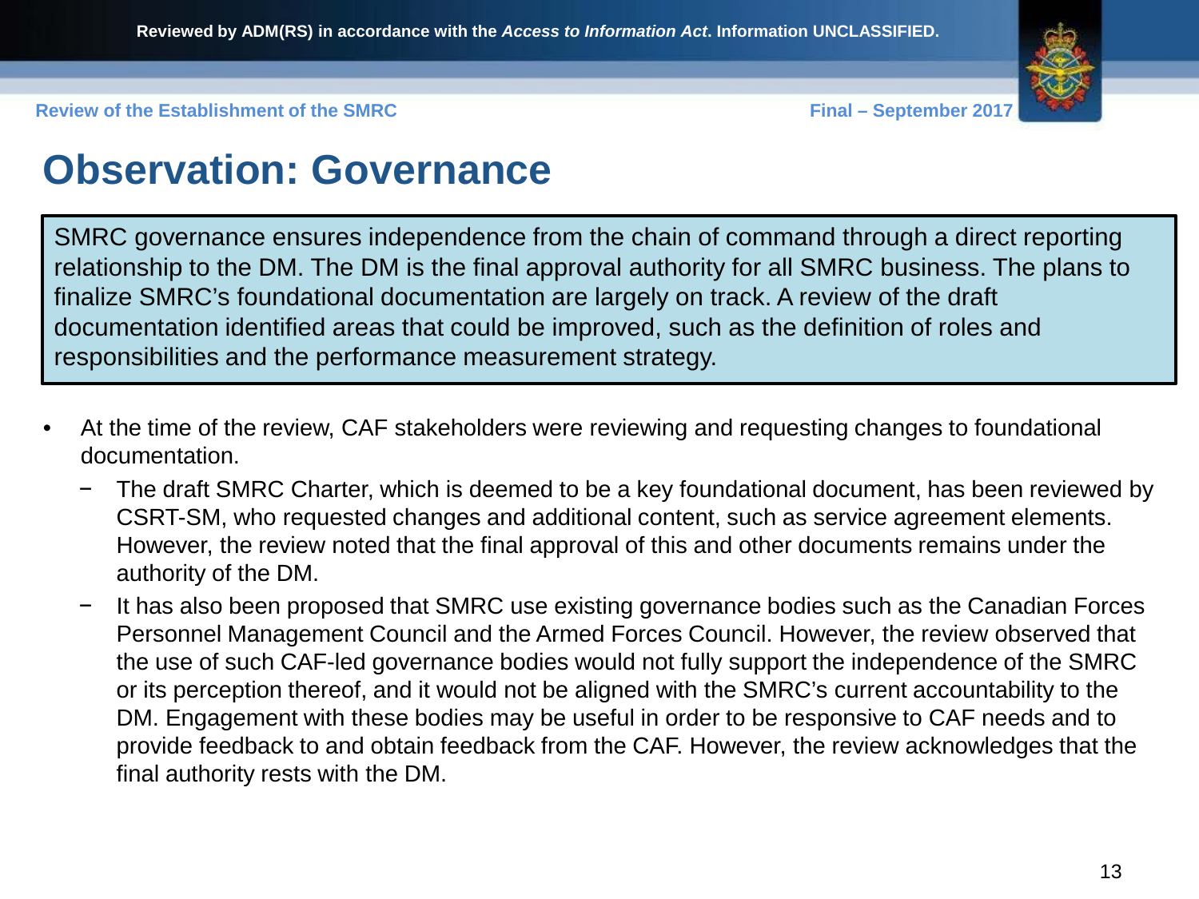# Observation: Governance

> SMRC governance ensures independence from the chain of command through a direct reporting relationship to the DM. The DM is the final approval authority for all SMRC business. The plans to finalize SMRC's foundational documentation are largely on track. A review of the draft documentation identified areas that could be improved, such as the definition of roles and responsibilities and the performance measurement strategy.

- At the time of the review, CAF stakeholders were reviewing and requesting changes to foundational documentation.
  - The draft SMRC Charter, which is deemed to be a key foundational document, has been reviewed by CSRT-SM, who requested changes and additional content, such as service agreement elements. However, the review noted that the final approval of this and other documents remains under the authority of the DM.
  - It has also been proposed that SMRC use existing governance bodies such as the Canadian Forces Personnel Management Council and the Armed Forces Council. However, the review observed that the use of such CAF-led governance bodies would not fully support the independence of the SMRC or its perception thereof, and it would not be aligned with the SMRC's current accountability to the DM. Engagement with these bodies may be useful in order to be responsive to CAF needs and to provide feedback to and obtain feedback from the CAF. However, the review acknowledges that the final authority rests with the DM.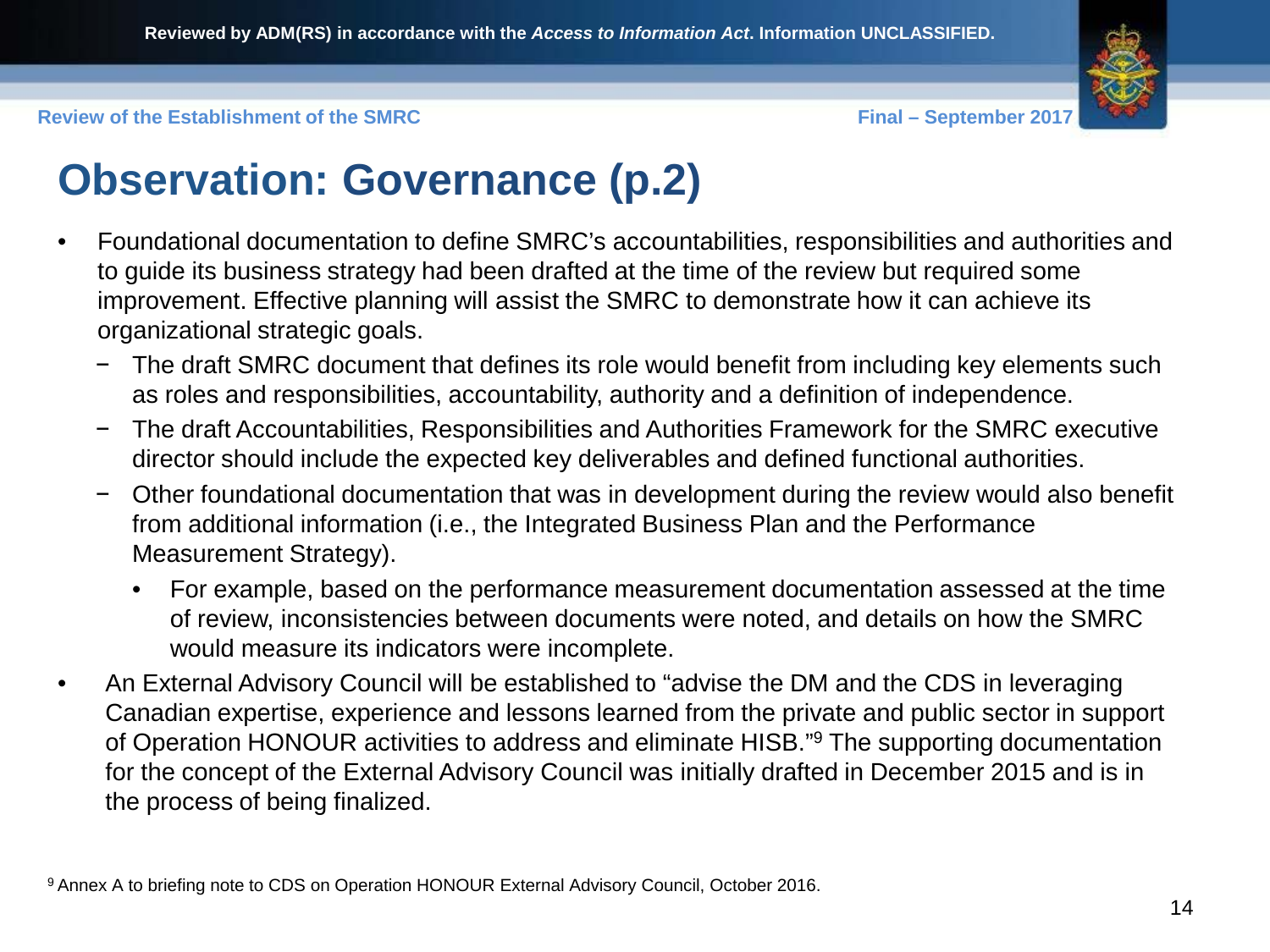# Observation: Governance (p.2)

- Foundational documentation to define SMRC's accountabilities, responsibilities and authorities and to guide its business strategy had been drafted at the time of the review but required some improvement. Effective planning will assist the SMRC to demonstrate how it can achieve its organizational strategic goals.
  - The draft SMRC document that defines its role would benefit from including key elements such as roles and responsibilities, accountability, authority and a definition of independence.
  - The draft Accountabilities, Responsibilities and Authorities Framework for the SMRC executive director should include the expected key deliverables and defined functional authorities.
  - Other foundational documentation that was in development during the review would also benefit from additional information (i.e., the Integrated Business Plan and the Performance Measurement Strategy).
    - For example, based on the performance measurement documentation assessed at the time of review, inconsistencies between documents were noted, and details on how the SMRC would measure its indicators were incomplete.
- An External Advisory Council will be established to "advise the DM and the CDS in leveraging Canadian expertise, experience and lessons learned from the private and public sector in support of Operation HONOUR activities to address and eliminate HISB."[9] The supporting documentation for the concept of the External Advisory Council was initially drafted in December 2015 and is in the process of being finalized.

[9] Annex A to briefing note to CDS on Operation HONOUR External Advisory Council, October 2016.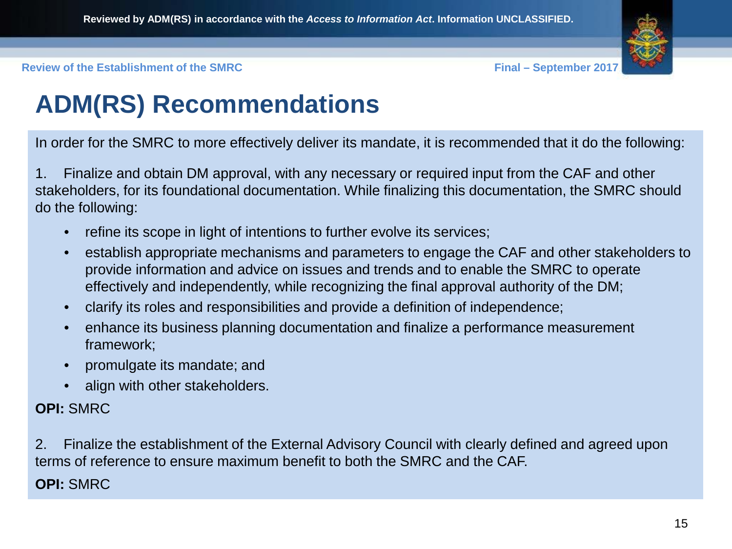# ADM(RS) Recommendations

In order for the SMRC to more effectively deliver its mandate, it is recommended that it do the following:

1. Finalize and obtain DM approval, with any necessary or required input from the CAF and other stakeholders, for its foundational documentation. While finalizing this documentation, the SMRC should do the following:

    - refine its scope in light of intentions to further evolve its services;
    - establish appropriate mechanisms and parameters to engage the CAF and other stakeholders to provide information and advice on issues and trends and to enable the SMRC to operate effectively and independently, while recognizing the final approval authority of the DM;
    - clarify its roles and responsibilities and provide a definition of independence;
    - enhance its business planning documentation and finalize a performance measurement framework;
    - promulgate its mandate; and
    - align with other stakeholders.

**OPI:** SMRC

2. Finalize the establishment of the External Advisory Council with clearly defined and agreed upon terms of reference to ensure maximum benefit to both the SMRC and the CAF.

**OPI:** SMRC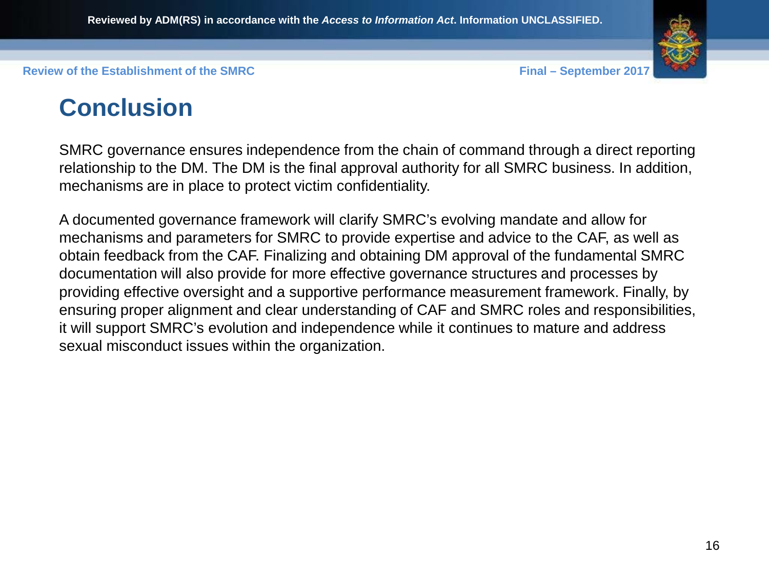# Conclusion

SMRC governance ensures independence from the chain of command through a direct reporting relationship to the DM. The DM is the final approval authority for all SMRC business. In addition, mechanisms are in place to protect victim confidentiality.

A documented governance framework will clarify SMRC's evolving mandate and allow for mechanisms and parameters for SMRC to provide expertise and advice to the CAF, as well as obtain feedback from the CAF. Finalizing and obtaining DM approval of the fundamental SMRC documentation will also provide for more effective governance structures and processes by providing effective oversight and a supportive performance measurement framework. Finally, by ensuring proper alignment and clear understanding of CAF and SMRC roles and responsibilities, it will support SMRC's evolution and independence while it continues to mature and address sexual misconduct issues within the organization.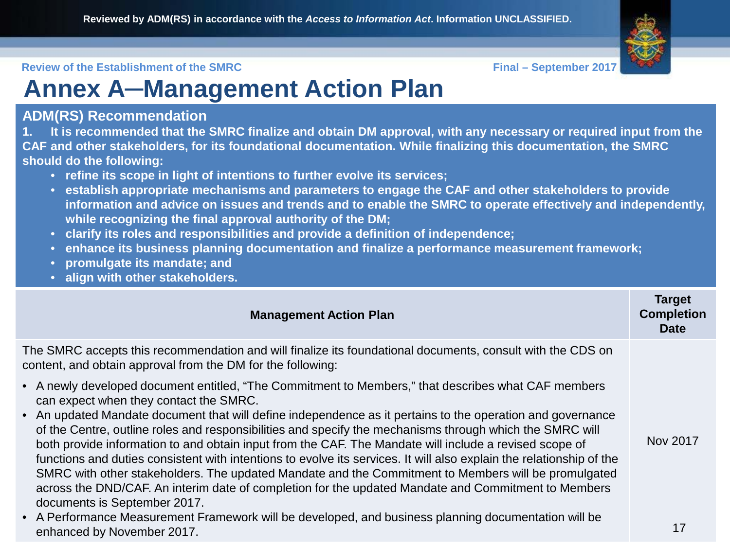# Annex A—Management Action Plan

## ADM(RS) Recommendation

**1. It is recommended that the SMRC finalize and obtain DM approval, with any necessary or required input from the CAF and other stakeholders, for its foundational documentation. While finalizing this documentation, the SMRC should do the following:**

- **refine its scope in light of intentions to further evolve its services;**
- **establish appropriate mechanisms and parameters to engage the CAF and other stakeholders to provide information and advice on issues and trends and to enable the SMRC to operate effectively and independently, while recognizing the final approval authority of the DM;**
- **clarify its roles and responsibilities and provide a definition of independence;**
- **enhance its business planning documentation and finalize a performance measurement framework;**
- **promulgate its mandate; and**
- **align with other stakeholders.**

| Management Action Plan | Target Completion Date |
|---|---|
| The SMRC accepts this recommendation and will finalize its foundational documents, consult with the CDS on content, and obtain approval from the DM for the following:<br><br>• A newly developed document entitled, "The Commitment to Members," that describes what CAF members can expect when they contact the SMRC.<br>• An updated Mandate document that will define independence as it pertains to the operation and governance of the Centre, outline roles and responsibilities and specify the mechanisms through which the SMRC will both provide information to and obtain input from the CAF. The Mandate will include a revised scope of functions and duties consistent with intentions to evolve its services. It will also explain the relationship of the SMRC with other stakeholders. The updated Mandate and the Commitment to Members will be promulgated across the DND/CAF. An interim date of completion for the updated Mandate and Commitment to Members documents is September 2017.<br>• A Performance Measurement Framework will be developed, and business planning documentation will be enhanced by November 2017. | Nov 2017 |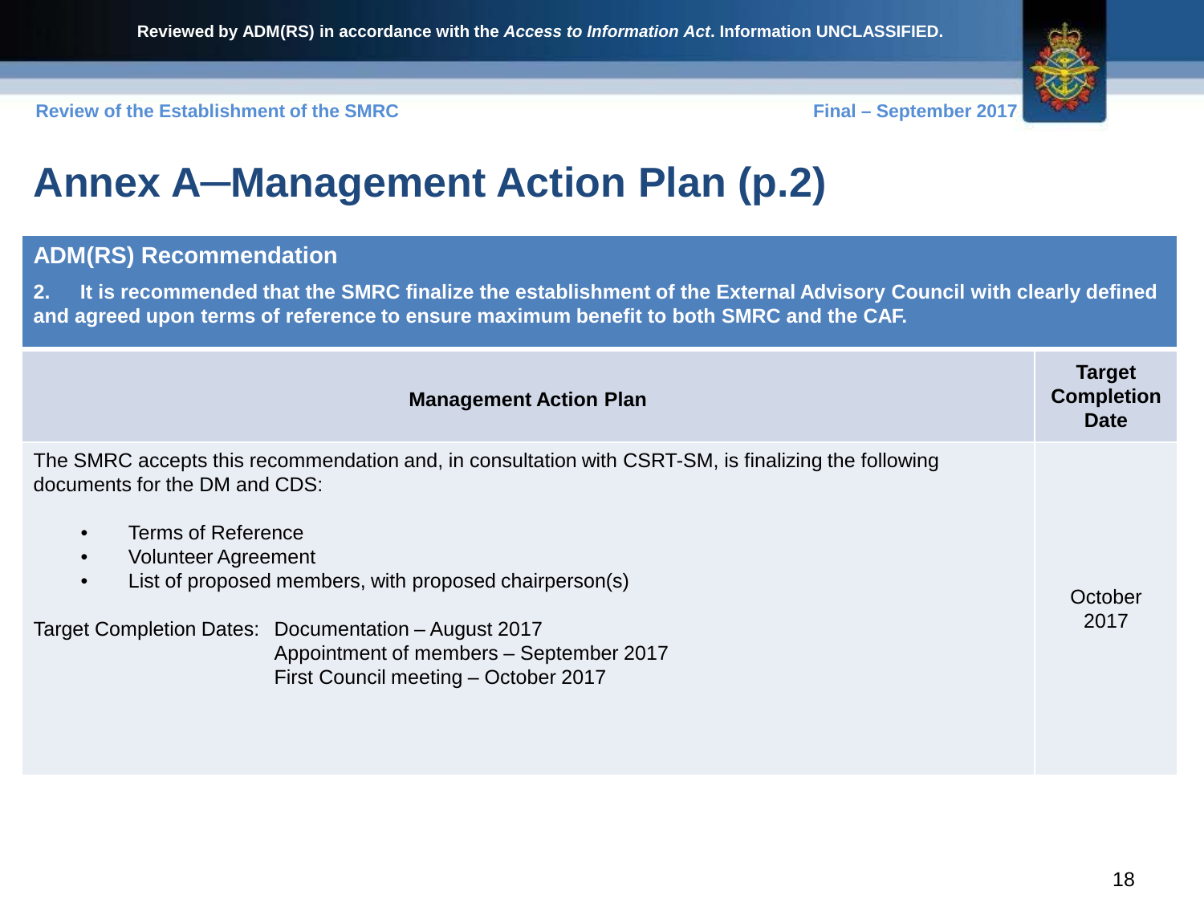# Annex A—Management Action Plan (p.2)

## ADM(RS) Recommendation

**2. It is recommended that the SMRC finalize the establishment of the External Advisory Council with clearly defined and agreed upon terms of reference to ensure maximum benefit to both SMRC and the CAF.**

| Management Action Plan | Target Completion Date |
|---|---|
| The SMRC accepts this recommendation and, in consultation with CSRT-SM, is finalizing the following documents for the DM and CDS:<br><br>• Terms of Reference<br>• Volunteer Agreement<br>• List of proposed members, with proposed chairperson(s)<br><br>Target Completion Dates: Documentation – August 2017<br>Appointment of members – September 2017<br>First Council meeting – October 2017 | October 2017 |